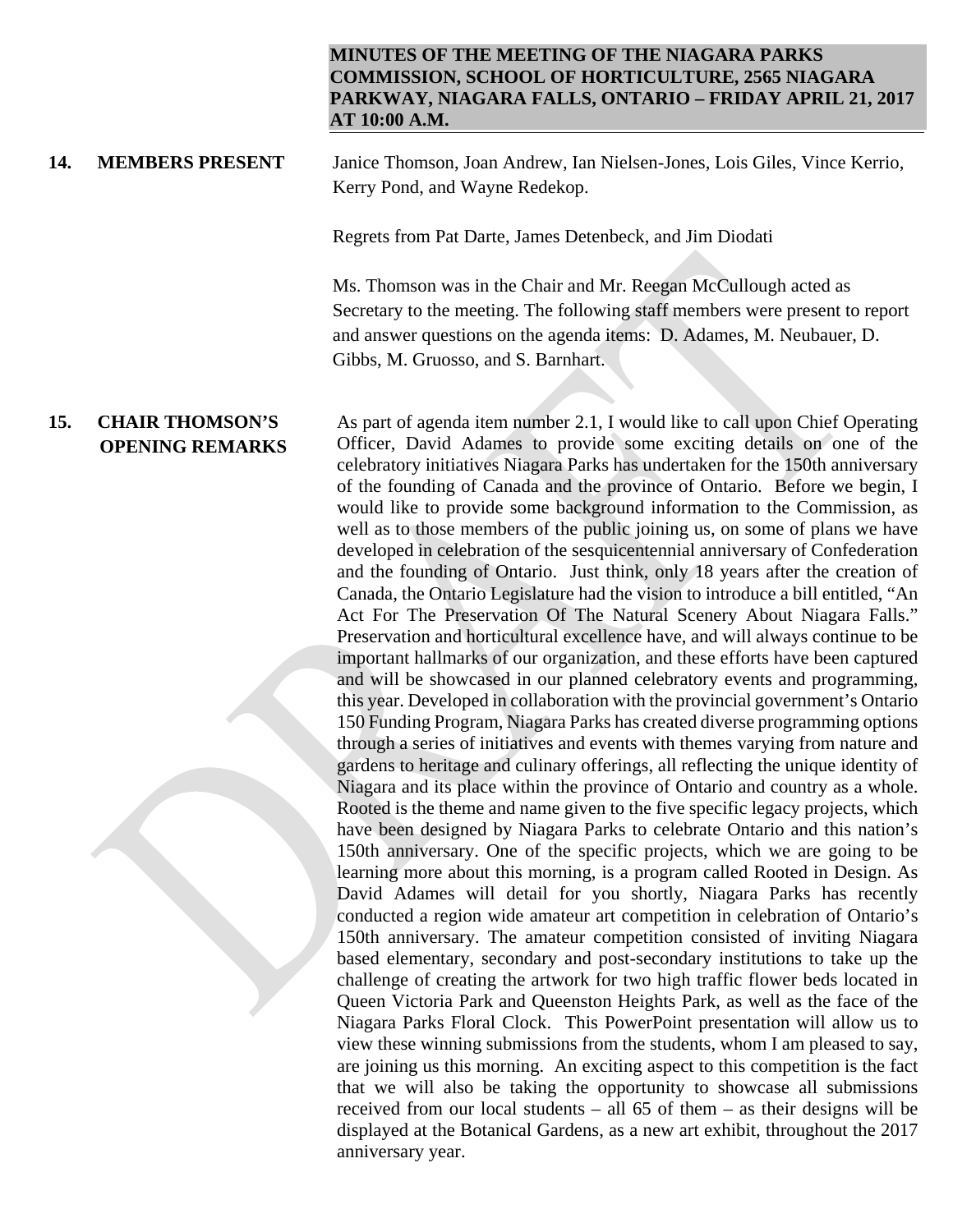## MINUTES OF THE MEETING OF THE NIAGARA PARKS COMMISSION, SCHOOL OF HORTICULTURE, 2565 NIAGARA PARKWAY, NIAGARA FALLS, ONTARIO – FRIDAY APRIL 21, 2017 AT 10:00 A.M.

**14. MEMBERS PRESENT**

Janice Thomson, Joan Andrew, Ian Nielsen-Jones, Lois Giles, Vince Kerrio, Kerry Pond, and Wayne Redekop.

Regrets from Pat Darte, James Detenbeck, and Jim Diodati

Ms. Thomson was in the Chair and Mr. Reegan McCullough acted as Secretary to the meeting. The following staff members were present to report and answer questions on the agenda items: D. Adames, M. Neubauer, D. Gibbs, M. Gruosso, and S. Barnhart.

**15. CHAIR THOMSON'S OPENING REMARKS**

As part of agenda item number 2.1, I would like to call upon Chief Operating Officer, David Adames to provide some exciting details on one of the celebratory initiatives Niagara Parks has undertaken for the 150th anniversary of the founding of Canada and the province of Ontario. Before we begin, I would like to provide some background information to the Commission, as well as to those members of the public joining us, on some of plans we have developed in celebration of the sesquicentennial anniversary of Confederation and the founding of Ontario. Just think, only 18 years after the creation of Canada, the Ontario Legislature had the vision to introduce a bill entitled, "An Act For The Preservation Of The Natural Scenery About Niagara Falls." Preservation and horticultural excellence have, and will always continue to be important hallmarks of our organization, and these efforts have been captured and will be showcased in our planned celebratory events and programming, this year. Developed in collaboration with the provincial government's Ontario 150 Funding Program, Niagara Parks has created diverse programming options through a series of initiatives and events with themes varying from nature and gardens to heritage and culinary offerings, all reflecting the unique identity of Niagara and its place within the province of Ontario and country as a whole. Rooted is the theme and name given to the five specific legacy projects, which have been designed by Niagara Parks to celebrate Ontario and this nation's 150th anniversary. One of the specific projects, which we are going to be learning more about this morning, is a program called Rooted in Design. As David Adames will detail for you shortly, Niagara Parks has recently conducted a region wide amateur art competition in celebration of Ontario's 150th anniversary. The amateur competition consisted of inviting Niagara based elementary, secondary and post-secondary institutions to take up the challenge of creating the artwork for two high traffic flower beds located in Queen Victoria Park and Queenston Heights Park, as well as the face of the Niagara Parks Floral Clock. This PowerPoint presentation will allow us to view these winning submissions from the students, whom I am pleased to say, are joining us this morning. An exciting aspect to this competition is the fact that we will also be taking the opportunity to showcase all submissions received from our local students – all 65 of them – as their designs will be displayed at the Botanical Gardens, as a new art exhibit, throughout the 2017 anniversary year.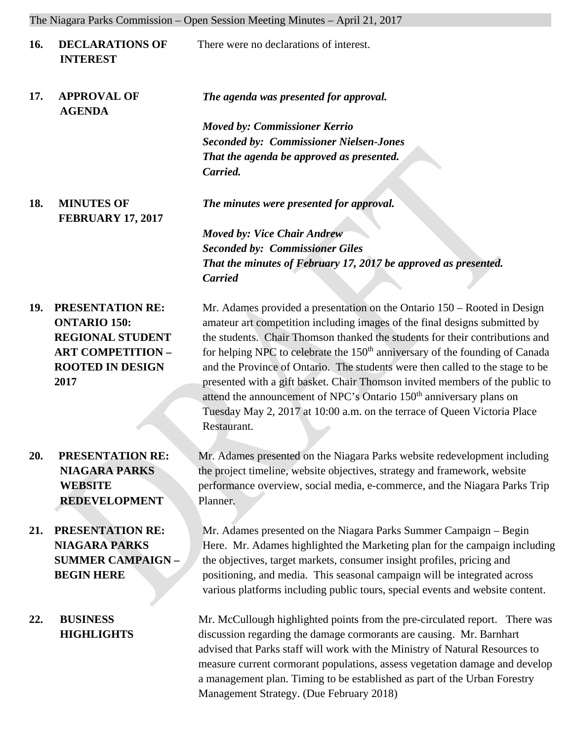**16. DECLARATIONS OF INTEREST**

There were no declarations of interest.

**17. APPROVAL OF AGENDA**

***The agenda was presented for approval.***

***Moved by: Commissioner Kerrio***
***Seconded by: Commissioner Nielsen-Jones***
***That the agenda be approved as presented.***
***Carried.***

**18. MINUTES OF FEBRUARY 17, 2017**

***The minutes were presented for approval.***

***Moved by: Vice Chair Andrew***
***Seconded by: Commissioner Giles***
***That the minutes of February 17, 2017 be approved as presented.***
***Carried***

**19. PRESENTATION RE: ONTARIO 150: REGIONAL STUDENT ART COMPETITION – ROOTED IN DESIGN 2017**

Mr. Adames provided a presentation on the Ontario 150 – Rooted in Design amateur art competition including images of the final designs submitted by the students. Chair Thomson thanked the students for their contributions and for helping NPC to celebrate the 150th anniversary of the founding of Canada and the Province of Ontario. The students were then called to the stage to be presented with a gift basket. Chair Thomson invited members of the public to attend the announcement of NPC's Ontario 150th anniversary plans on Tuesday May 2, 2017 at 10:00 a.m. on the terrace of Queen Victoria Place Restaurant.

**20. PRESENTATION RE: NIAGARA PARKS WEBSITE REDEVELOPMENT**

Mr. Adames presented on the Niagara Parks website redevelopment including the project timeline, website objectives, strategy and framework, website performance overview, social media, e-commerce, and the Niagara Parks Trip Planner.

**21. PRESENTATION RE: NIAGARA PARKS SUMMER CAMPAIGN – BEGIN HERE**

Mr. Adames presented on the Niagara Parks Summer Campaign – Begin Here. Mr. Adames highlighted the Marketing plan for the campaign including the objectives, target markets, consumer insight profiles, pricing and positioning, and media. This seasonal campaign will be integrated across various platforms including public tours, special events and website content.

**22. BUSINESS HIGHLIGHTS**

Mr. McCullough highlighted points from the pre-circulated report. There was discussion regarding the damage cormorants are causing. Mr. Barnhart advised that Parks staff will work with the Ministry of Natural Resources to measure current cormorant populations, assess vegetation damage and develop a management plan. Timing to be established as part of the Urban Forestry Management Strategy. (Due February 2018)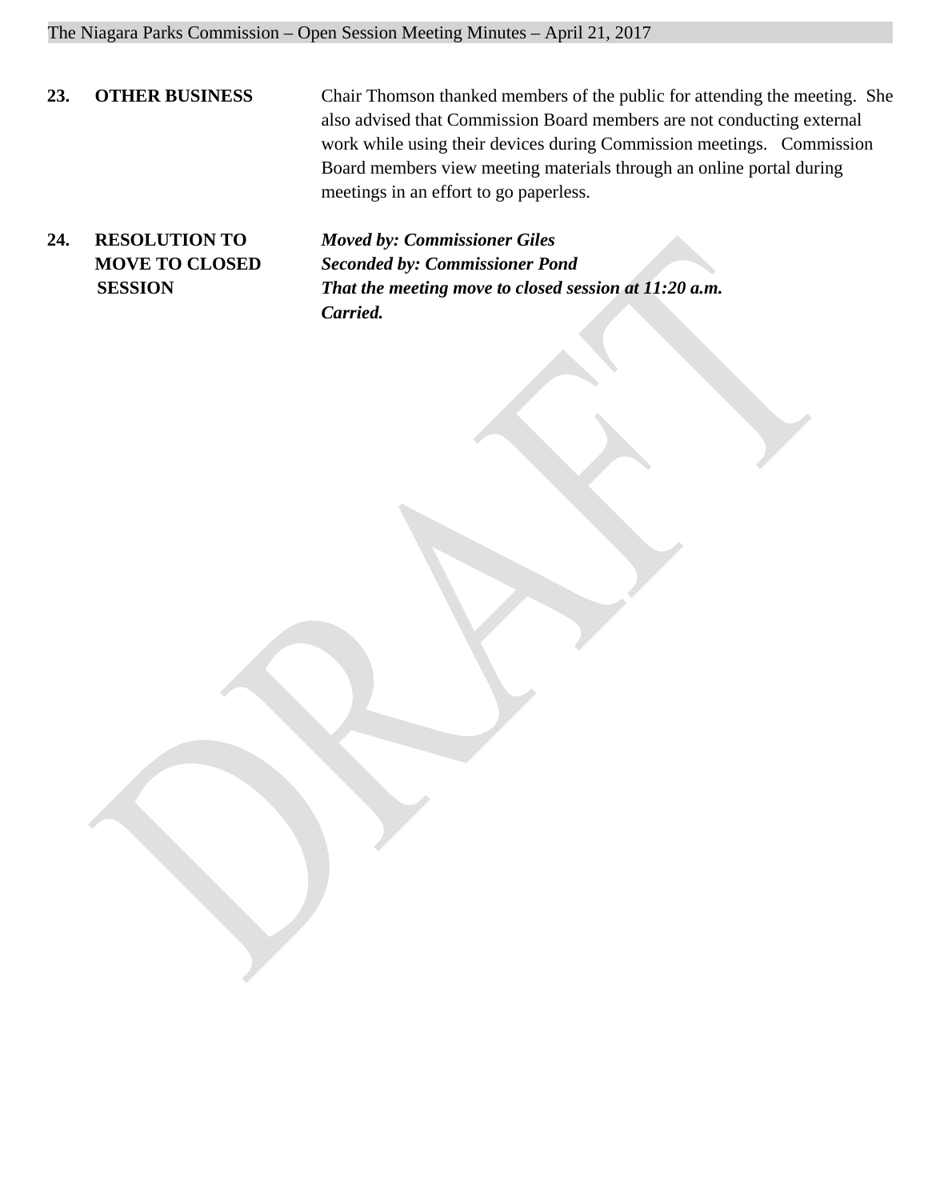**23. OTHER BUSINESS**

Chair Thomson thanked members of the public for attending the meeting. She also advised that Commission Board members are not conducting external work while using their devices during Commission meetings. Commission Board members view meeting materials through an online portal during meetings in an effort to go paperless.

**24. RESOLUTION TO MOVE TO CLOSED SESSION**

***Moved by: Commissioner Giles***
***Seconded by: Commissioner Pond***
***That the meeting move to closed session at 11:20 a.m.***
***Carried.***